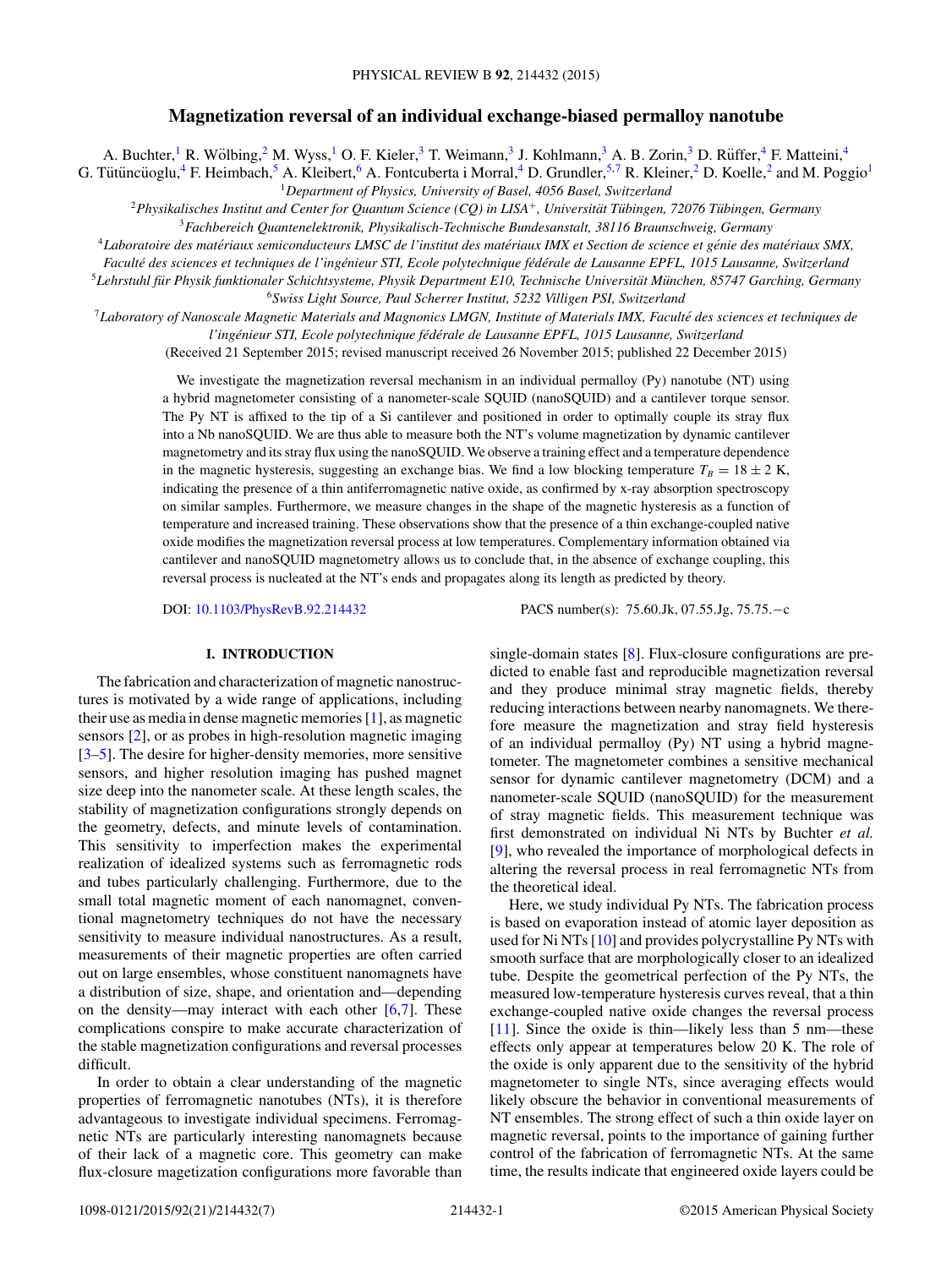# Magnetization reversal of an individual exchange-biased permalloy nanotube

A. Buchter,[1] R. Wölbing,[2] M. Wyss,[1] O. F. Kieler,[3] T. Weimann,[3] J. Kohlmann,[3] A. B. Zorin,[3] D. Rüffer,[4] F. Matteini,[4] G. Tütüncüoglu,[4] F. Heimbach,[5] A. Kleibert,[6] A. Fontcuberta i Morral,[4] D. Grundler,[5,7] R. Kleiner,[2] D. Koelle,[2] and M. Poggio[1]

[1]*Department of Physics, University of Basel, 4056 Basel, Switzerland*

[2]*Physikalisches Institut and Center for Quantum Science (CQ) in LISA$^+$, Universität Tübingen, 72076 Tübingen, Germany*

[3]*Fachbereich Quantenelektronik, Physikalisch-Technische Bundesanstalt, 38116 Braunschweig, Germany*

[4]*Laboratoire des matériaux semiconducteurs LMSC de l'institut des matériaux IMX et Section de science et génie des matériaux SMX, Faculté des sciences et techniques de l'ingénieur STI, Ecole polytechnique fédérale de Lausanne EPFL, 1015 Lausanne, Switzerland*

[5]*Lehrstuhl für Physik funktionaler Schichtsysteme, Physik Department E10, Technische Universität München, 85747 Garching, Germany*

[6]*Swiss Light Source, Paul Scherrer Institut, 5232 Villigen PSI, Switzerland*

[7]*Laboratory of Nanoscale Magnetic Materials and Magnonics LMGN, Institute of Materials IMX, Faculté des sciences et techniques de l'ingénieur STI, Ecole polytechnique fédérale de Lausanne EPFL, 1015 Lausanne, Switzerland*

(Received 21 September 2015; revised manuscript received 26 November 2015; published 22 December 2015)

We investigate the magnetization reversal mechanism in an individual permalloy (Py) nanotube (NT) using a hybrid magnetometer consisting of a nanometer-scale SQUID (nanoSQUID) and a cantilever torque sensor. The Py NT is affixed to the tip of a Si cantilever and positioned in order to optimally couple its stray flux into a Nb nanoSQUID. We are thus able to measure both the NT's volume magnetization by dynamic cantilever magnetometry and its stray flux using the nanoSQUID. We observe a training effect and a temperature dependence in the magnetic hysteresis, suggesting an exchange bias. We find a low blocking temperature $T_B = 18 \pm 2$ K, indicating the presence of a thin antiferromagnetic native oxide, as confirmed by x-ray absorption spectroscopy on similar samples. Furthermore, we measure changes in the shape of the magnetic hysteresis as a function of temperature and increased training. These observations show that the presence of a thin exchange-coupled native oxide modifies the magnetization reversal process at low temperatures. Complementary information obtained via cantilever and nanoSQUID magnetometry allows us to conclude that, in the absence of exchange coupling, this reversal process is nucleated at the NT's ends and propagates along its length as predicted by theory.

DOI: 10.1103/PhysRevB.92.214432    PACS number(s): 75.60.Jk, 07.55.Jg, 75.75.−c

## I. INTRODUCTION

The fabrication and characterization of magnetic nanostructures is motivated by a wide range of applications, including their use as media in dense magnetic memories [1], as magnetic sensors [2], or as probes in high-resolution magnetic imaging [3–5]. The desire for higher-density memories, more sensitive sensors, and higher resolution imaging has pushed magnet size deep into the nanometer scale. At these length scales, the stability of magnetization configurations strongly depends on the geometry, defects, and minute levels of contamination. This sensitivity to imperfection makes the experimental realization of idealized systems such as ferromagnetic rods and tubes particularly challenging. Furthermore, due to the small total magnetic moment of each nanomagnet, conventional magnetometry techniques do not have the necessary sensitivity to measure individual nanostructures. As a result, measurements of their magnetic properties are often carried out on large ensembles, whose constituent nanomagnets have a distribution of size, shape, and orientation and—depending on the density—may interact with each other [6,7]. These complications conspire to make accurate characterization of the stable magnetization configurations and reversal processes difficult.

In order to obtain a clear understanding of the magnetic properties of ferromagnetic nanotubes (NTs), it is therefore advantageous to investigate individual specimens. Ferromagnetic NTs are particularly interesting nanomagnets because of their lack of a magnetic core. This geometry can make flux-closure magetization configurations more favorable than single-domain states [8]. Flux-closure configurations are predicted to enable fast and reproducible magnetization reversal and they produce minimal stray magnetic fields, thereby reducing interactions between nearby nanomagnets. We therefore measure the magnetization and stray field hysteresis of an individual permalloy (Py) NT using a hybrid magnetometer. The magnetometer combines a sensitive mechanical sensor for dynamic cantilever magnetometry (DCM) and a nanometer-scale SQUID (nanoSQUID) for the measurement of stray magnetic fields. This measurement technique was first demonstrated on individual Ni NTs by Buchter *et al.* [9], who revealed the importance of morphological defects in altering the reversal process in real ferromagnetic NTs from the theoretical ideal.

Here, we study individual Py NTs. The fabrication process is based on evaporation instead of atomic layer deposition as used for Ni NTs [10] and provides polycrystalline Py NTs with smooth surface that are morphologically closer to an idealized tube. Despite the geometrical perfection of the Py NTs, the measured low-temperature hysteresis curves reveal, that a thin exchange-coupled native oxide changes the reversal process [11]. Since the oxide is thin—likely less than 5 nm—these effects only appear at temperatures below 20 K. The role of the oxide is only apparent due to the sensitivity of the hybrid magnetometer to single NTs, since averaging effects would likely obscure the behavior in conventional measurements of NT ensembles. The strong effect of such a thin oxide layer on magnetic reversal, points to the importance of gaining further control of the fabrication of ferromagnetic NTs. At the same time, the results indicate that engineered oxide layers could be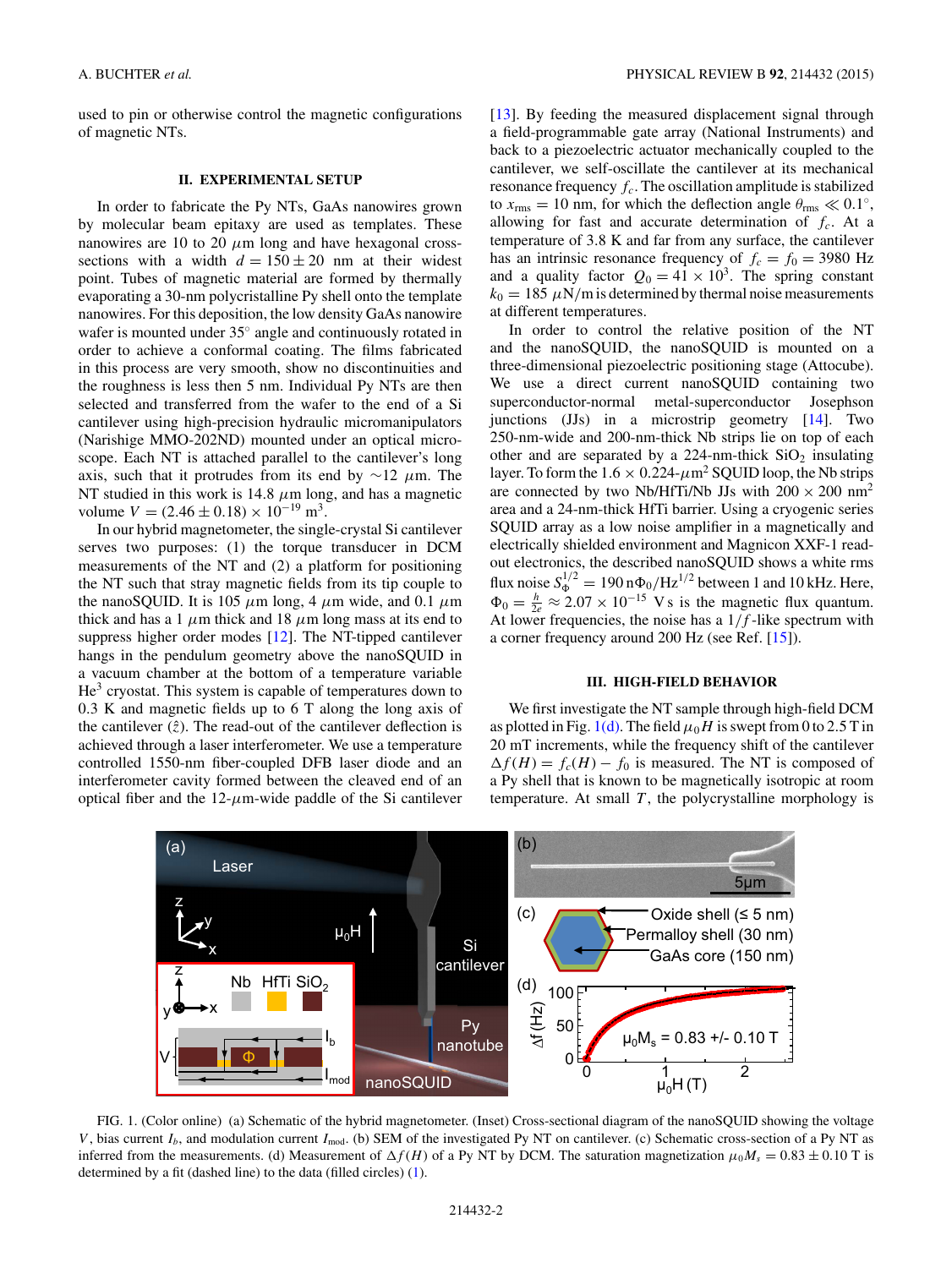used to pin or otherwise control the magnetic configurations of magnetic NTs.

## II. EXPERIMENTAL SETUP

In order to fabricate the Py NTs, GaAs nanowires grown by molecular beam epitaxy are used as templates. These nanowires are 10 to 20 $\mu$m long and have hexagonal cross-sections with a width $d = 150 \pm 20$ nm at their widest point. Tubes of magnetic material are formed by thermally evaporating a 30-nm polycristalline Py shell onto the template nanowires. For this deposition, the low density GaAs nanowire wafer is mounted under 35° angle and continuously rotated in order to achieve a conformal coating. The films fabricated in this process are very smooth, show no discontinuities and the roughness is less then 5 nm. Individual Py NTs are then selected and transferred from the wafer to the end of a Si cantilever using high-precision hydraulic micromanipulators (Narishige MMO-202ND) mounted under an optical microscope. Each NT is attached parallel to the cantilever's long axis, such that it protrudes from its end by $\sim$12 $\mu$m. The NT studied in this work is 14.8 $\mu$m long, and has a magnetic volume $V = (2.46 \pm 0.18) \times 10^{-19}$ m$^3$.

In our hybrid magnetometer, the single-crystal Si cantilever serves two purposes: (1) the torque transducer in DCM measurements of the NT and (2) a platform for positioning the NT such that stray magnetic fields from its tip couple to the nanoSQUID. It is 105 $\mu$m long, 4 $\mu$m wide, and 0.1 $\mu$m thick and has a 1 $\mu$m thick and 18 $\mu$m long mass at its end to suppress higher order modes [12]. The NT-tipped cantilever hangs in the pendulum geometry above the nanoSQUID in a vacuum chamber at the bottom of a temperature variable He$^3$ cryostat. This system is capable of temperatures down to 0.3 K and magnetic fields up to 6 T along the long axis of the cantilever ($\hat{z}$). The read-out of the cantilever deflection is achieved through a laser interferometer. We use a temperature controlled 1550-nm fiber-coupled DFB laser diode and an interferometer cavity formed between the cleaved end of an optical fiber and the 12-$\mu$m-wide paddle of the Si cantilever [13]. By feeding the measured displacement signal through a field-programmable gate array (National Instruments) and back to a piezoelectric actuator mechanically coupled to the cantilever, we self-oscillate the cantilever at its mechanical resonance frequency $f_c$. The oscillation amplitude is stabilized to $x_{\text{rms}} = 10$ nm, for which the deflection angle $\theta_{\text{rms}} \ll 0.1^\circ$, allowing for fast and accurate determination of $f_c$. At a temperature of 3.8 K and far from any surface, the cantilever has an intrinsic resonance frequency of $f_c = f_0 = 3980$ Hz and a quality factor $Q_0 = 41 \times 10^3$. The spring constant $k_0 = 185$ $\mu$N/m is determined by thermal noise measurements at different temperatures.

In order to control the relative position of the NT and the nanoSQUID, the nanoSQUID is mounted on a three-dimensional piezoelectric positioning stage (Attocube). We use a direct current nanoSQUID containing two superconductor-normal metal-superconductor Josephson junctions (JJs) in a microstrip geometry [14]. Two 250-nm-wide and 200-nm-thick Nb strips lie on top of each other and are separated by a 224-nm-thick $SiO_2$ insulating layer. To form the $1.6 \times 0.224$-$\mu$m$^2$ SQUID loop, the Nb strips are connected by two Nb/HfTi/Nb JJs with $200 \times 200$ nm$^2$ area and a 24-nm-thick HfTi barrier. Using a cryogenic series SQUID array as a low noise amplifier in a magnetically and electrically shielded environment and Magnicon XXF-1 readout electronics, the described nanoSQUID shows a white rms flux noise $S_\Phi^{1/2} = 190\,\text{n}\Phi_0/\text{Hz}^{1/2}$ between 1 and 10 kHz. Here, $\Phi_0 = \frac{h}{2e} \approx 2.07 \times 10^{-15}$ V s is the magnetic flux quantum. At lower frequencies, the noise has a $1/f$-like spectrum with a corner frequency around 200 Hz (see Ref. [15]).

## III. HIGH-FIELD BEHAVIOR

We first investigate the NT sample through high-field DCM as plotted in Fig. 1(d). The field $\mu_0 H$ is swept from 0 to 2.5 T in 20 mT increments, while the frequency shift of the cantilever $\Delta f(H) = f_c(H) - f_0$ is measured. The NT is composed of a Py shell that is known to be magnetically isotropic at room temperature. At small $T$, the polycrystalline morphology is

FIG. 1. (Color online) (a) Schematic of the hybrid magnetometer. (Inset) Cross-sectional diagram of the nanoSQUID showing the voltage $V$, bias current $I_b$, and modulation current $I_{\text{mod}}$. (b) SEM of the investigated Py NT on cantilever. (c) Schematic cross-section of a Py NT as inferred from the measurements. (d) Measurement of $\Delta f(H)$ of a Py NT by DCM. The saturation magnetization $\mu_0 M_s = 0.83 \pm 0.10$ T is determined by a fit (dashed line) to the data (filled circles) (1).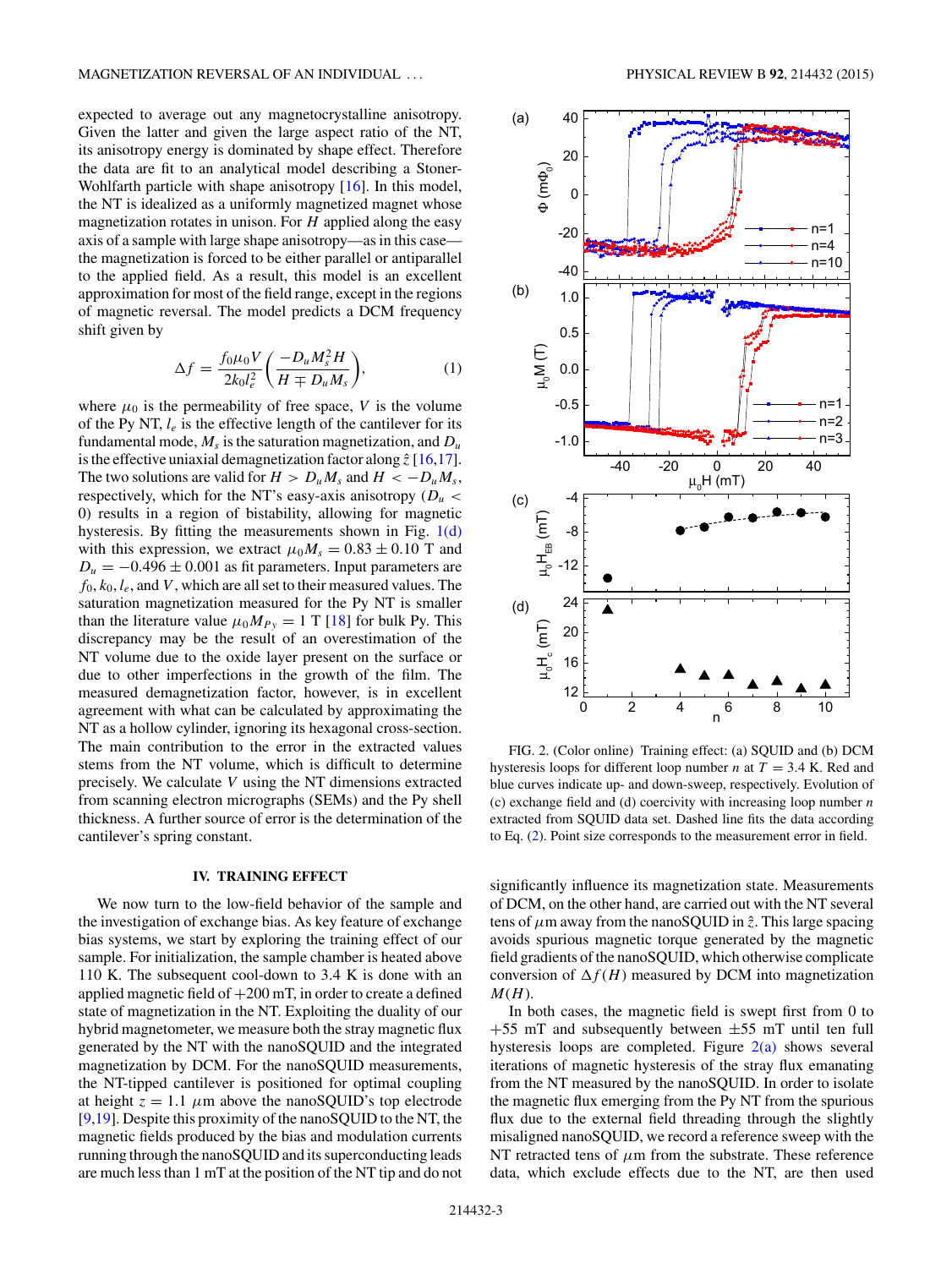expected to average out any magnetocrystalline anisotropy. Given the latter and given the large aspect ratio of the NT, its anisotropy energy is dominated by shape effect. Therefore the data are fit to an analytical model describing a Stoner-Wohlfarth particle with shape anisotropy [16]. In this model, the NT is idealized as a uniformly magnetized magnet whose magnetization rotates in unison. For $H$ applied along the easy axis of a sample with large shape anisotropy—as in this case—the magnetization is forced to be either parallel or antiparallel to the applied field. As a result, this model is an excellent approximation for most of the field range, except in the regions of magnetic reversal. The model predicts a DCM frequency shift given by

$$\Delta f = \frac{f_0 \mu_0 V}{2k_0 l_e^2}\left(\frac{-D_u M_s^2 H}{H \mp D_u M_s}\right), \tag{1}$$

where $\mu_0$ is the permeability of free space, $V$ is the volume of the Py NT, $l_e$ is the effective length of the cantilever for its fundamental mode, $M_s$ is the saturation magnetization, and $D_u$ is the effective uniaxial demagnetization factor along $\hat{z}$ [16,17]. The two solutions are valid for $H > D_u M_s$ and $H < -D_u M_s$, respectively, which for the NT's easy-axis anisotropy ($D_u < 0$) results in a region of bistability, allowing for magnetic hysteresis. By fitting the measurements shown in Fig. 1(d) with this expression, we extract $\mu_0 M_s = 0.83 \pm 0.10$ T and $D_u = -0.496 \pm 0.001$ as fit parameters. Input parameters are $f_0, k_0, l_e$, and $V$, which are all set to their measured values. The saturation magnetization measured for the Py NT is smaller than the literature value $\mu_0 M_{Py} = 1$ T [18] for bulk Py. This discrepancy may be the result of an overestimation of the NT volume due to the oxide layer present on the surface or due to other imperfections in the growth of the film. The measured demagnetization factor, however, is in excellent agreement with what can be calculated by approximating the NT as a hollow cylinder, ignoring its hexagonal cross-section. The main contribution to the error in the extracted values stems from the NT volume, which is difficult to determine precisely. We calculate $V$ using the NT dimensions extracted from scanning electron micrographs (SEMs) and the Py shell thickness. A further source of error is the determination of the cantilever's spring constant.

## IV. TRAINING EFFECT

We now turn to the low-field behavior of the sample and the investigation of exchange bias. As key feature of exchange bias systems, we start by exploring the training effect of our sample. For initialization, the sample chamber is heated above 110 K. The subsequent cool-down to 3.4 K is done with an applied magnetic field of +200 mT, in order to create a defined state of magnetization in the NT. Exploiting the duality of our hybrid magnetometer, we measure both the stray magnetic flux generated by the NT with the nanoSQUID and the integrated magnetization by DCM. For the nanoSQUID measurements, the NT-tipped cantilever is positioned for optimal coupling at height $z = 1.1$ $\mu$m above the nanoSQUID's top electrode [9,19]. Despite this proximity of the nanoSQUID to the NT, the magnetic fields produced by the bias and modulation currents running through the nanoSQUID and its superconducting leads are much less than 1 mT at the position of the NT tip and do not significantly influence its magnetization state. Measurements of DCM, on the other hand, are carried out with the NT several tens of $\mu$m away from the nanoSQUID in $\hat{z}$. This large spacing avoids spurious magnetic torque generated by the magnetic field gradients of the nanoSQUID, which otherwise complicate conversion of $\Delta f(H)$ measured by DCM into magnetization $M(H)$.

FIG. 2. (Color online) Training effect: (a) SQUID and (b) DCM hysteresis loops for different loop number $n$ at $T = 3.4$ K. Red and blue curves indicate up- and down-sweep, respectively. Evolution of (c) exchange field and (d) coercivity with increasing loop number $n$ extracted from SQUID data set. Dashed line fits the data according to Eq. (2). Point size corresponds to the measurement error in field.

In both cases, the magnetic field is swept first from 0 to +55 mT and subsequently between ±55 mT until ten full hysteresis loops are completed. Figure 2(a) shows several iterations of magnetic hysteresis of the stray flux emanating from the NT measured by the nanoSQUID. In order to isolate the magnetic flux emerging from the Py NT from the spurious flux due to the external field threading through the slightly misaligned nanoSQUID, we record a reference sweep with the NT retracted tens of $\mu$m from the substrate. These reference data, which exclude effects due to the NT, are then used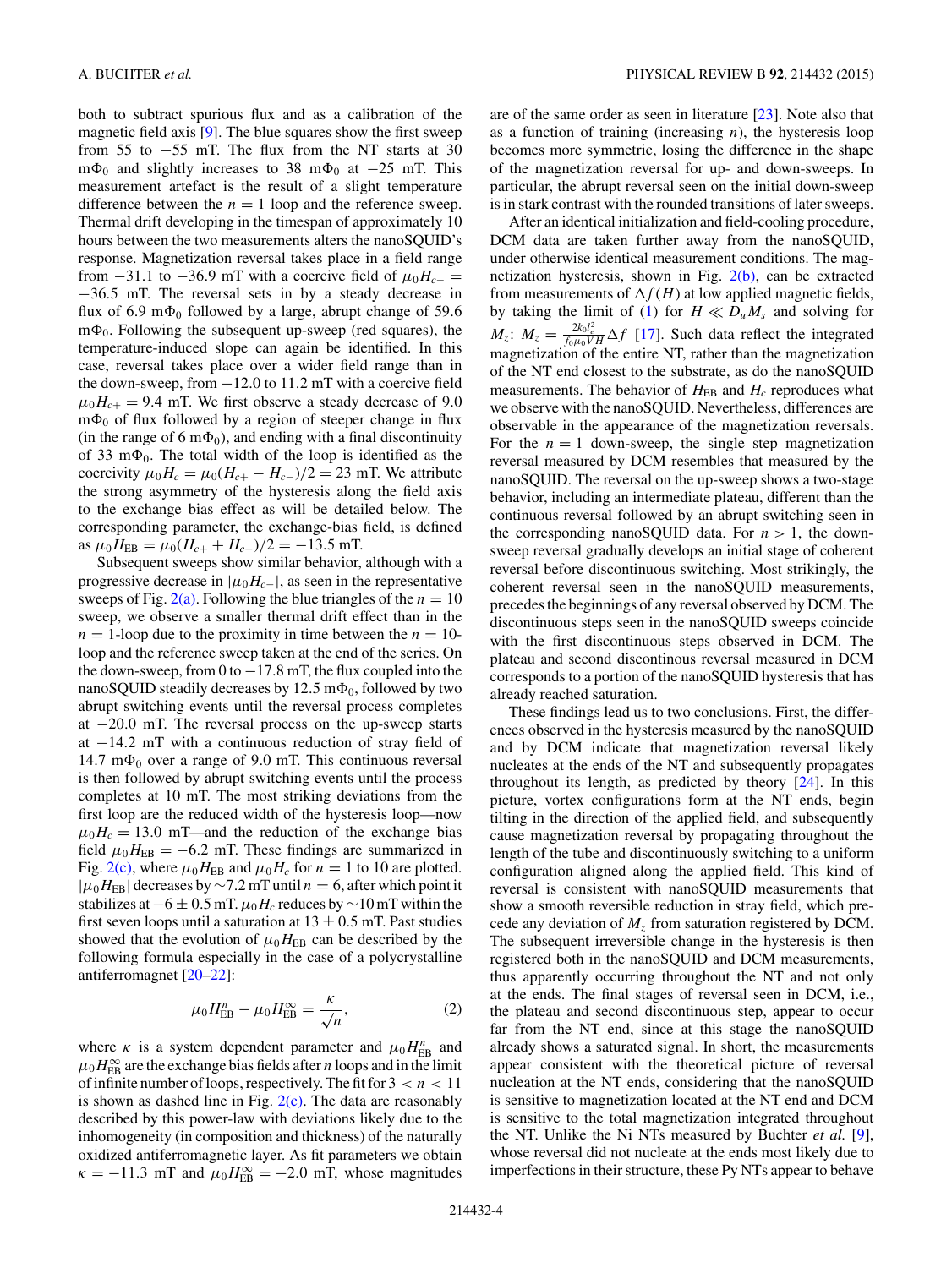both to subtract spurious flux and as a calibration of the magnetic field axis [9]. The blue squares show the first sweep from 55 to −55 mT. The flux from the NT starts at 30 m$\Phi_0$ and slightly increases to 38 m$\Phi_0$ at −25 mT. This measurement artefact is the result of a slight temperature difference between the $n = 1$ loop and the reference sweep. Thermal drift developing in the timespan of approximately 10 hours between the two measurements alters the nanoSQUID's response. Magnetization reversal takes place in a field range from −31.1 to −36.9 mT with a coercive field of $\mu_0 H_{c-} = -36.5$ mT. The reversal sets in by a steady decrease in flux of 6.9 m$\Phi_0$ followed by a large, abrupt change of 59.6 m$\Phi_0$. Following the subsequent up-sweep (red squares), the temperature-induced slope can again be identified. In this case, reversal takes place over a wider field range than in the down-sweep, from −12.0 to 11.2 mT with a coercive field $\mu_0 H_{c+} = 9.4$ mT. We first observe a steady decrease of 9.0 m$\Phi_0$ of flux followed by a region of steeper change in flux (in the range of 6 m$\Phi_0$), and ending with a final discontinuity of 33 m$\Phi_0$. The total width of the loop is identified as the coercivity $\mu_0 H_c = \mu_0(H_{c+} - H_{c-})/2 = 23$ mT. We attribute the strong asymmetry of the hysteresis along the field axis to the exchange bias effect as will be detailed below. The corresponding parameter, the exchange-bias field, is defined as $\mu_0 H_{\rm EB} = \mu_0(H_{c+} + H_{c-})/2 = -13.5$ mT.

Subsequent sweeps show similar behavior, although with a progressive decrease in $|\mu_0 H_{c-}|$, as seen in the representative sweeps of Fig. 2(a). Following the blue triangles of the $n = 10$ sweep, we observe a smaller thermal drift effect than in the $n = 1$-loop due to the proximity in time between the $n = 10$-loop and the reference sweep taken at the end of the series. On the down-sweep, from 0 to −17.8 mT, the flux coupled into the nanoSQUID steadily decreases by 12.5 m$\Phi_0$, followed by two abrupt switching events until the reversal process completes at −20.0 mT. The reversal process on the up-sweep starts at −14.2 mT with a continuous reduction of stray field of 14.7 m$\Phi_0$ over a range of 9.0 mT. This continuous reversal is then followed by abrupt switching events until the process completes at 10 mT. The most striking deviations from the first loop are the reduced width of the hysteresis loop—now $\mu_0 H_c = 13.0$ mT—and the reduction of the exchange bias field $\mu_0 H_{\rm EB} = -6.2$ mT. These findings are summarized in Fig. 2(c), where $\mu_0 H_{\rm EB}$ and $\mu_0 H_c$ for $n = 1$ to 10 are plotted. $|\mu_0 H_{\rm EB}|$ decreases by ~7.2 mT until $n = 6$, after which point it stabilizes at $-6 \pm 0.5$ mT. $\mu_0 H_c$ reduces by ~10 mT within the first seven loops until a saturation at $13 \pm 0.5$ mT. Past studies showed that the evolution of $\mu_0 H_{\rm EB}$ can be described by the following formula especially in the case of a polycrystalline antiferromagnet [20–22]:

$$\mu_0 H_{\rm EB}^n - \mu_0 H_{\rm EB}^\infty = \frac{\kappa}{\sqrt{n}}, \tag{2}$$

where $\kappa$ is a system dependent parameter and $\mu_0 H_{\rm EB}^n$ and $\mu_0 H_{\rm EB}^\infty$ are the exchange bias fields after $n$ loops and in the limit of infinite number of loops, respectively. The fit for $3 < n < 11$ is shown as dashed line in Fig. 2(c). The data are reasonably described by this power-law with deviations likely due to the inhomogeneity (in composition and thickness) of the naturally oxidized antiferromagnetic layer. As fit parameters we obtain $\kappa = -11.3$ mT and $\mu_0 H_{\rm EB}^\infty = -2.0$ mT, whose magnitudes are of the same order as seen in literature [23]. Note also that as a function of training (increasing $n$), the hysteresis loop becomes more symmetric, losing the difference in the shape of the magnetization reversal for up- and down-sweeps. In particular, the abrupt reversal seen on the initial down-sweep is in stark contrast with the rounded transitions of later sweeps.

After an identical initialization and field-cooling procedure, DCM data are taken further away from the nanoSQUID, under otherwise identical measurement conditions. The magnetization hysteresis, shown in Fig. 2(b), can be extracted from measurements of $\Delta f(H)$ at low applied magnetic fields, by taking the limit of (1) for $H \ll D_u M_s$ and solving for $M_z$: $M_z = \frac{2k_0 l_e^2}{f_0 \mu_0 V H}\Delta f$ [17]. Such data reflect the integrated magnetization of the entire NT, rather than the magnetization of the NT end closest to the substrate, as do the nanoSQUID measurements. The behavior of $H_{\rm EB}$ and $H_c$ reproduces what we observe with the nanoSQUID. Nevertheless, differences are observable in the appearance of the magnetization reversals. For the $n = 1$ down-sweep, the single step magnetization reversal measured by DCM resembles that measured by the nanoSQUID. The reversal on the up-sweep shows a two-stage behavior, including an intermediate plateau, different than the continuous reversal followed by an abrupt switching seen in the corresponding nanoSQUID data. For $n > 1$, the down-sweep reversal gradually develops an initial stage of coherent reversal before discontinuous switching. Most strikingly, the coherent reversal seen in the nanoSQUID measurements, precedes the beginnings of any reversal observed by DCM. The discontinuous steps seen in the nanoSQUID sweeps coincide with the first discontinuous steps observed in DCM. The plateau and second discontinous reversal measured in DCM corresponds to a portion of the nanoSQUID hysteresis that has already reached saturation.

These findings lead us to two conclusions. First, the differences observed in the hysteresis measured by the nanoSQUID and by DCM indicate that magnetization reversal likely nucleates at the ends of the NT and subsequently propagates throughout its length, as predicted by theory [24]. In this picture, vortex configurations form at the NT ends, begin tilting in the direction of the applied field, and subsequently cause magnetization reversal by propagating throughout the length of the tube and discontinuously switching to a uniform configuration aligned along the applied field. This kind of reversal is consistent with nanoSQUID measurements that show a smooth reversible reduction in stray field, which precede any deviation of $M_z$ from saturation registered by DCM. The subsequent irreversible change in the hysteresis is then registered both in the nanoSQUID and DCM measurements, thus apparently occurring throughout the NT and not only at the ends. The final stages of reversal seen in DCM, i.e., the plateau and second discontinuous step, appear to occur far from the NT end, since at this stage the nanoSQUID already shows a saturated signal. In short, the measurements appear consistent with the theoretical picture of reversal nucleation at the NT ends, considering that the nanoSQUID is sensitive to magnetization located at the NT end and DCM is sensitive to the total magnetization integrated throughout the NT. Unlike the Ni NTs measured by Buchter *et al.* [9], whose reversal did not nucleate at the ends most likely due to imperfections in their structure, these Py NTs appear to behave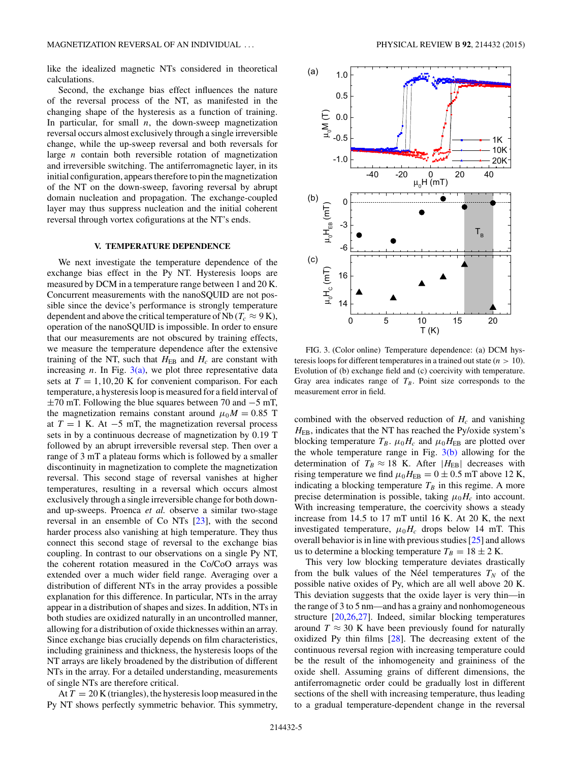like the idealized magnetic NTs considered in theoretical calculations.

Second, the exchange bias effect influences the nature of the reversal process of the NT, as manifested in the changing shape of the hysteresis as a function of training. In particular, for small $n$, the down-sweep magnetization reversal occurs almost exclusively through a single irreversible change, while the up-sweep reversal and both reversals for large $n$ contain both reversible rotation of magnetization and irreversible switching. The antiferromagnetic layer, in its initial configuration, appears therefore to pin the magnetization of the NT on the down-sweep, favoring reversal by abrupt domain nucleation and propagation. The exchange-coupled layer may thus suppress nucleation and the initial coherent reversal through vortex cofigurations at the NT's ends.

## V. TEMPERATURE DEPENDENCE

We next investigate the temperature dependence of the exchange bias effect in the Py NT. Hysteresis loops are measured by DCM in a temperature range between 1 and 20 K. Concurrent measurements with the nanoSQUID are not possible since the device's performance is strongly temperature dependent and above the critical temperature of Nb ($T_c \approx 9$ K), operation of the nanoSQUID is impossible. In order to ensure that our measurements are not obscured by training effects, we measure the temperature dependence after the extensive training of the NT, such that $H_{\mathrm{EB}}$ and $H_c$ are constant with increasing $n$. In Fig. 3(a), we plot three representative data sets at $T = 1, 10, 20$ K for convenient comparison. For each temperature, a hysteresis loop is measured for a field interval of $\pm 70$ mT. Following the blue squares between 70 and $-5$ mT, the magnetization remains constant around $\mu_0 M = 0.85$ T at $T = 1$ K. At $-5$ mT, the magnetization reversal process sets in by a continuous decrease of magnetization by 0.19 T followed by an abrupt irreversible reversal step. Then over a range of 3 mT a plateau forms which is followed by a smaller discontinuity in magnetization to complete the magnetization reversal. This second stage of reversal vanishes at higher temperatures, resulting in a reversal which occurs almost exclusively through a single irreversible change for both down- and up-sweeps. Proenca *et al.* observe a similar two-stage reversal in an ensemble of Co NTs [23], with the second harder process also vanishing at high temperature. They thus connect this second stage of reversal to the exchange bias coupling. In contrast to our observations on a single Py NT, the coherent rotation measured in the Co/CoO arrays was extended over a much wider field range. Averaging over a distribution of different NTs in the array provides a possible explanation for this difference. In particular, NTs in the array appear in a distribution of shapes and sizes. In addition, NTs in both studies are oxidized naturally in an uncontrolled manner, allowing for a distribution of oxide thicknesses within an array. Since exchange bias crucially depends on film characteristics, including graininess and thickness, the hysteresis loops of the NT arrays are likely broadened by the distribution of different NTs in the array. For a detailed understanding, measurements of single NTs are therefore critical.

At $T = 20$ K (triangles), the hysteresis loop measured in the Py NT shows perfectly symmetric behavior. This symmetry, combined with the observed reduction of $H_c$ and vanishing $H_{\mathrm{EB}}$, indicates that the NT has reached the Py/oxide system's blocking temperature $T_B$. $\mu_0 H_c$ and $\mu_0 H_{\mathrm{EB}}$ are plotted over the whole temperature range in Fig. 3(b) allowing for the determination of $T_B \approx 18$ K. After $|H_{\mathrm{EB}}|$ decreases with rising temperature we find $\mu_0 H_{\mathrm{EB}} = 0 \pm 0.5$ mT above 12 K, indicating a blocking temperature $T_B$ in this regime. A more precise determination is possible, taking $\mu_0 H_c$ into account. With increasing temperature, the coercivity shows a steady increase from 14.5 to 17 mT until 16 K. At 20 K, the next investigated temperature, $\mu_0 H_c$ drops below 14 mT. This overall behavior is in line with previous studies [25] and allows us to determine a blocking temperature $T_B = 18 \pm 2$ K.

FIG. 3. (Color online) Temperature dependence: (a) DCM hysteresis loops for different temperatures in a trained out state ($n > 10$). Evolution of (b) exchange field and (c) coercivity with temperature. Gray area indicates range of $T_B$. Point size corresponds to the measurement error in field.

This very low blocking temperature deviates drastically from the bulk values of the Néel temperatures $T_N$ of the possible native oxides of Py, which are all well above 20 K. This deviation suggests that the oxide layer is very thin—in the range of 3 to 5 nm—and has a grainy and nonhomogeneous structure [20,26,27]. Indeed, similar blocking temperatures around $T \approx 30$ K have been previously found for naturally oxidized Py thin films [28]. The decreasing extent of the continuous reversal region with increasing temperature could be the result of the inhomogeneity and graininess of the oxide shell. Assuming grains of different dimensions, the antiferromagnetic order could be gradually lost in different sections of the shell with increasing temperature, thus leading to a gradual temperature-dependent change in the reversal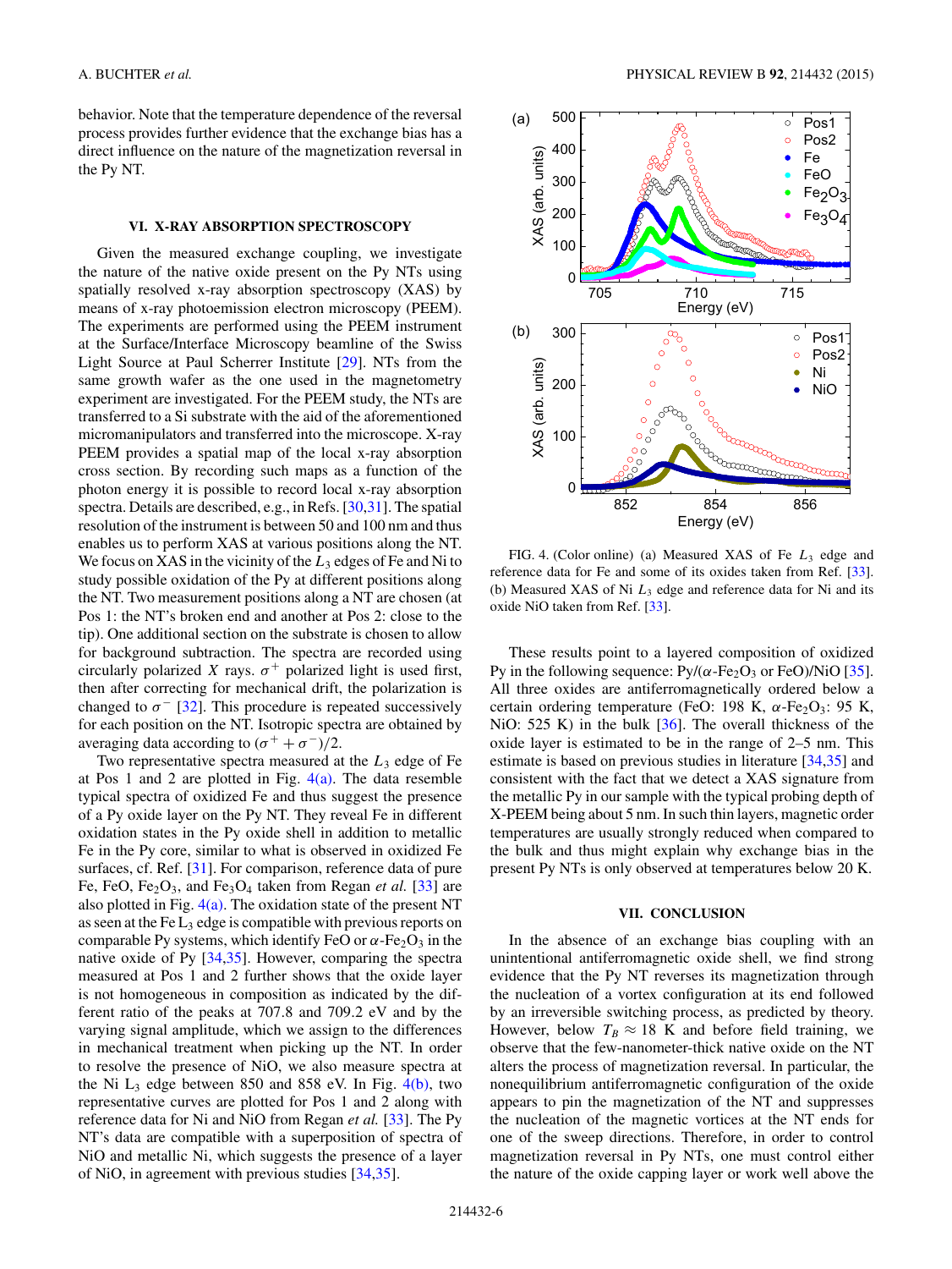behavior. Note that the temperature dependence of the reversal process provides further evidence that the exchange bias has a direct influence on the nature of the magnetization reversal in the Py NT.

## VI. X-RAY ABSORPTION SPECTROSCOPY

Given the measured exchange coupling, we investigate the nature of the native oxide present on the Py NTs using spatially resolved x-ray absorption spectroscopy (XAS) by means of x-ray photoemission electron microscopy (PEEM). The experiments are performed using the PEEM instrument at the Surface/Interface Microscopy beamline of the Swiss Light Source at Paul Scherrer Institute [29]. NTs from the same growth wafer as the one used in the magnetometry experiment are investigated. For the PEEM study, the NTs are transferred to a Si substrate with the aid of the aforementioned micromanipulators and transferred into the microscope. X-ray PEEM provides a spatial map of the local x-ray absorption cross section. By recording such maps as a function of the photon energy it is possible to record local x-ray absorption spectra. Details are described, e.g., in Refs. [30,31]. The spatial resolution of the instrument is between 50 and 100 nm and thus enables us to perform XAS at various positions along the NT. We focus on XAS in the vicinity of the $L_3$ edges of Fe and Ni to study possible oxidation of the Py at different positions along the NT. Two measurement positions along a NT are chosen (at Pos 1: the NT's broken end and another at Pos 2: close to the tip). One additional section on the substrate is chosen to allow for background subtraction. The spectra are recorded using circularly polarized $X$ rays. $\sigma^+$ polarized light is used first, then after correcting for mechanical drift, the polarization is changed to $\sigma^-$ [32]. This procedure is repeated successively for each position on the NT. Isotropic spectra are obtained by averaging data according to $(\sigma^+ + \sigma^-)/2$.

Two representative spectra measured at the $L_3$ edge of Fe at Pos 1 and 2 are plotted in Fig. 4(a). The data resemble typical spectra of oxidized Fe and thus suggest the presence of a Py oxide layer on the Py NT. They reveal Fe in different oxidation states in the Py oxide shell in addition to metallic Fe in the Py core, similar to what is observed in oxidized Fe surfaces, cf. Ref. [31]. For comparison, reference data of pure Fe, FeO, $Fe_2O_3$, and $Fe_3O_4$ taken from Regan *et al.* [33] are also plotted in Fig. 4(a). The oxidation state of the present NT as seen at the Fe $L_3$ edge is compatible with previous reports on comparable Py systems, which identify FeO or $\alpha$-$Fe_2O_3$ in the native oxide of Py [34,35]. However, comparing the spectra measured at Pos 1 and 2 further shows that the oxide layer is not homogeneous in composition as indicated by the different ratio of the peaks at 707.8 and 709.2 eV and by the varying signal amplitude, which we assign to the differences in mechanical treatment when picking up the NT. In order to resolve the presence of NiO, we also measure spectra at the Ni $L_3$ edge between 850 and 858 eV. In Fig. 4(b), two representative curves are plotted for Pos 1 and 2 along with reference data for Ni and NiO from Regan *et al.* [33]. The Py NT's data are compatible with a superposition of spectra of NiO and metallic Ni, which suggests the presence of a layer of NiO, in agreement with previous studies [34,35].

FIG. 4. (Color online) (a) Measured XAS of Fe $L_3$ edge and reference data for Fe and some of its oxides taken from Ref. [33]. (b) Measured XAS of Ni $L_3$ edge and reference data for Ni and its oxide NiO taken from Ref. [33].

These results point to a layered composition of oxidized Py in the following sequence: Py/($\alpha$-$Fe_2O_3$ or FeO)/NiO [35]. All three oxides are antiferromagnetically ordered below a certain ordering temperature (FeO: 198 K, $\alpha$-$Fe_2O_3$: 95 K, NiO: 525 K) in the bulk [36]. The overall thickness of the oxide layer is estimated to be in the range of 2–5 nm. This estimate is based on previous studies in literature [34,35] and consistent with the fact that we detect a XAS signature from the metallic Py in our sample with the typical probing depth of X-PEEM being about 5 nm. In such thin layers, magnetic order temperatures are usually strongly reduced when compared to the bulk and thus might explain why exchange bias in the present Py NTs is only observed at temperatures below 20 K.

## VII. CONCLUSION

In the absence of an exchange bias coupling with an unintentional antiferromagnetic oxide shell, we find strong evidence that the Py NT reverses its magnetization through the nucleation of a vortex configuration at its end followed by an irreversible switching process, as predicted by theory. However, below $T_B \approx 18$ K and before field training, we observe that the few-nanometer-thick native oxide on the NT alters the process of magnetization reversal. In particular, the nonequilibrium antiferromagnetic configuration of the oxide appears to pin the magnetization of the NT and suppresses the nucleation of the magnetic vortices at the NT ends for one of the sweep directions. Therefore, in order to control magnetization reversal in Py NTs, one must control either the nature of the oxide capping layer or work well above the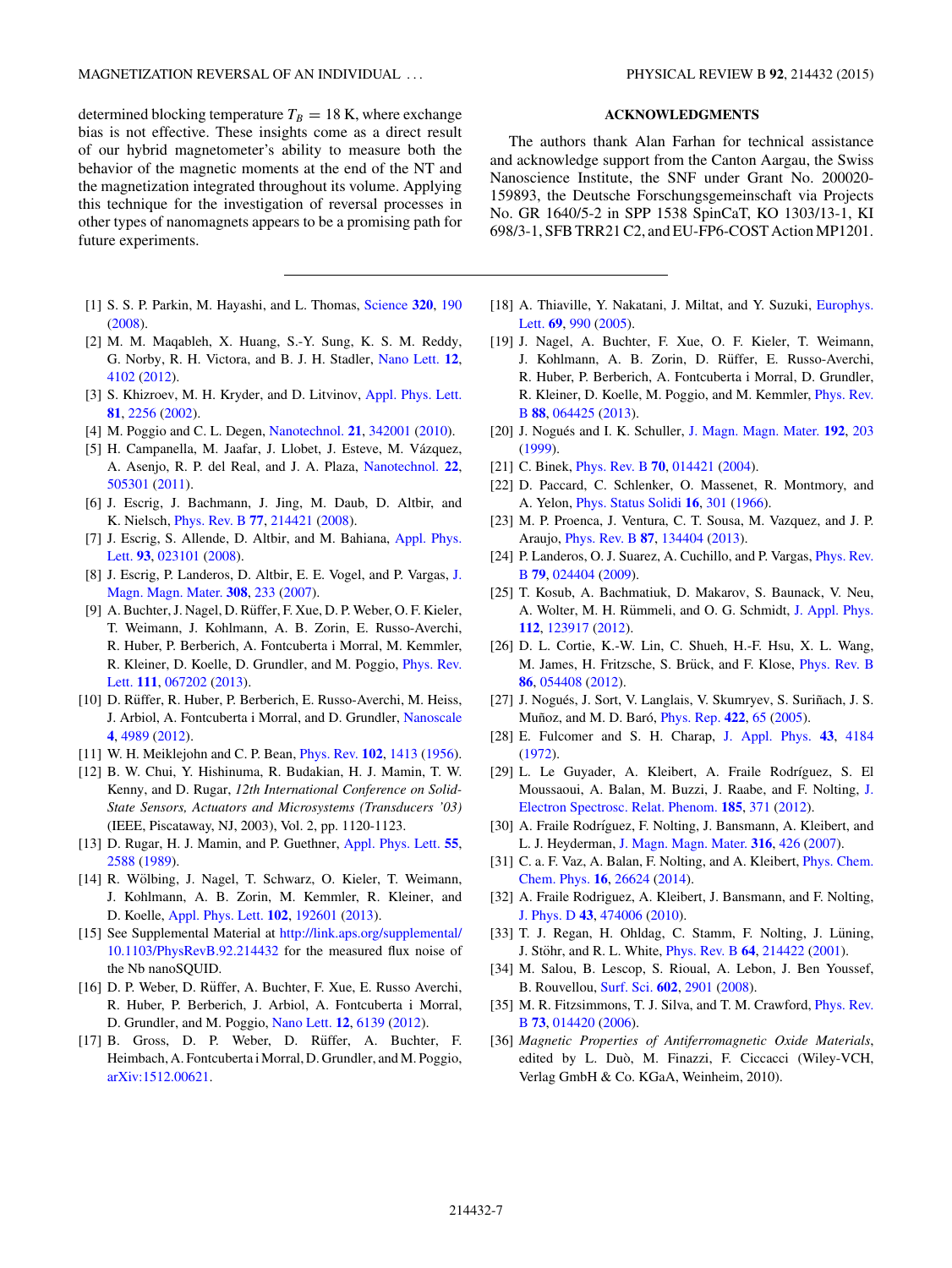determined blocking temperature $T_B = 18$ K, where exchange bias is not effective. These insights come as a direct result of our hybrid magnetometer's ability to measure both the behavior of the magnetic moments at the end of the NT and the magnetization integrated throughout its volume. Applying this technique for the investigation of reversal processes in other types of nanomagnets appears to be a promising path for future experiments.

## ACKNOWLEDGMENTS

The authors thank Alan Farhan for technical assistance and acknowledge support from the Canton Aargau, the Swiss Nanoscience Institute, the SNF under Grant No. 200020-159893, the Deutsche Forschungsgemeinschaft via Projects No. GR 1640/5-2 in SPP 1538 SpinCaT, KO 1303/13-1, KI 698/3-1, SFB TRR21 C2, and EU-FP6-COST Action MP1201.

---

[1] S. S. P. Parkin, M. Hayashi, and L. Thomas, Science **320**, 190 (2008).

[2] M. M. Maqableh, X. Huang, S.-Y. Sung, K. S. M. Reddy, G. Norby, R. H. Victora, and B. J. H. Stadler, Nano Lett. **12**, 4102 (2012).

[3] S. Khizroev, M. H. Kryder, and D. Litvinov, Appl. Phys. Lett. **81**, 2256 (2002).

[4] M. Poggio and C. L. Degen, Nanotechnol. **21**, 342001 (2010).

[5] H. Campanella, M. Jaafar, J. Llobet, J. Esteve, M. Vázquez, A. Asenjo, R. P. del Real, and J. A. Plaza, Nanotechnol. **22**, 505301 (2011).

[6] J. Escrig, J. Bachmann, J. Jing, M. Daub, D. Altbir, and K. Nielsch, Phys. Rev. B **77**, 214421 (2008).

[7] J. Escrig, S. Allende, D. Altbir, and M. Bahiana, Appl. Phys. Lett. **93**, 023101 (2008).

[8] J. Escrig, P. Landeros, D. Altbir, E. E. Vogel, and P. Vargas, J. Magn. Magn. Mater. **308**, 233 (2007).

[9] A. Buchter, J. Nagel, D. Rüffer, F. Xue, D. P. Weber, O. F. Kieler, T. Weimann, J. Kohlmann, A. B. Zorin, E. Russo-Averchi, R. Huber, P. Berberich, A. Fontcuberta i Morral, M. Kemmler, R. Kleiner, D. Koelle, D. Grundler, and M. Poggio, Phys. Rev. Lett. **111**, 067202 (2013).

[10] D. Rüffer, R. Huber, P. Berberich, E. Russo-Averchi, M. Heiss, J. Arbiol, A. Fontcuberta i Morral, and D. Grundler, Nanoscale **4**, 4989 (2012).

[11] W. H. Meiklejohn and C. P. Bean, Phys. Rev. **102**, 1413 (1956).

[12] B. W. Chui, Y. Hishinuma, R. Budakian, H. J. Mamin, T. W. Kenny, and D. Rugar, *12th International Conference on Solid-State Sensors, Actuators and Microsystems (Transducers '03)* (IEEE, Piscataway, NJ, 2003), Vol. 2, pp. 1120-1123.

[13] D. Rugar, H. J. Mamin, and P. Guethner, Appl. Phys. Lett. **55**, 2588 (1989).

[14] R. Wölbing, J. Nagel, T. Schwarz, O. Kieler, T. Weimann, J. Kohlmann, A. B. Zorin, M. Kemmler, R. Kleiner, and D. Koelle, Appl. Phys. Lett. **102**, 192601 (2013).

[15] See Supplemental Material at http://link.aps.org/supplemental/10.1103/PhysRevB.92.214432 for the measured flux noise of the Nb nanoSQUID.

[16] D. P. Weber, D. Rüffer, A. Buchter, F. Xue, E. Russo Averchi, R. Huber, P. Berberich, J. Arbiol, A. Fontcuberta i Morral, D. Grundler, and M. Poggio, Nano Lett. **12**, 6139 (2012).

[17] B. Gross, D. P. Weber, D. Rüffer, A. Buchter, F. Heimbach, A. Fontcuberta i Morral, D. Grundler, and M. Poggio, arXiv:1512.00621.

[18] A. Thiaville, Y. Nakatani, J. Miltat, and Y. Suzuki, Europhys. Lett. **69**, 990 (2005).

[19] J. Nagel, A. Buchter, F. Xue, O. F. Kieler, T. Weimann, J. Kohlmann, A. B. Zorin, D. Rüffer, E. Russo-Averchi, R. Huber, P. Berberich, A. Fontcuberta i Morral, D. Grundler, R. Kleiner, D. Koelle, M. Poggio, and M. Kemmler, Phys. Rev. B **88**, 064425 (2013).

[20] J. Nogués and I. K. Schuller, J. Magn. Magn. Mater. **192**, 203 (1999).

[21] C. Binek, Phys. Rev. B **70**, 014421 (2004).

[22] D. Paccard, C. Schlenker, O. Massenet, R. Montmory, and A. Yelon, Phys. Status Solidi **16**, 301 (1966).

[23] M. P. Proenca, J. Ventura, C. T. Sousa, M. Vazquez, and J. P. Araujo, Phys. Rev. B **87**, 134404 (2013).

[24] P. Landeros, O. J. Suarez, A. Cuchillo, and P. Vargas, Phys. Rev. B **79**, 024404 (2009).

[25] T. Kosub, A. Bachmatiuk, D. Makarov, S. Baunack, V. Neu, A. Wolter, M. H. Rümmeli, and O. G. Schmidt, J. Appl. Phys. **112**, 123917 (2012).

[26] D. L. Cortie, K.-W. Lin, C. Shueh, H.-F. Hsu, X. L. Wang, M. James, H. Fritzsche, S. Brück, and F. Klose, Phys. Rev. B **86**, 054408 (2012).

[27] J. Nogués, J. Sort, V. Langlais, V. Skumryev, S. Suriñach, J. S. Muñoz, and M. D. Baró, Phys. Rep. **422**, 65 (2005).

[28] E. Fulcomer and S. H. Charap, J. Appl. Phys. **43**, 4184 (1972).

[29] L. Le Guyader, A. Kleibert, A. Fraile Rodríguez, S. El Moussaoui, A. Balan, M. Buzzi, J. Raabe, and F. Nolting, J. Electron Spectrosc. Relat. Phenom. **185**, 371 (2012).

[30] A. Fraile Rodríguez, F. Nolting, J. Bansmann, A. Kleibert, and L. J. Heyderman, J. Magn. Magn. Mater. **316**, 426 (2007).

[31] C. a. F. Vaz, A. Balan, F. Nolting, and A. Kleibert, Phys. Chem. Chem. Phys. **16**, 26624 (2014).

[32] A. Fraile Rodriguez, A. Kleibert, J. Bansmann, and F. Nolting, J. Phys. D **43**, 474006 (2010).

[33] T. J. Regan, H. Ohldag, C. Stamm, F. Nolting, J. Lüning, J. Stöhr, and R. L. White, Phys. Rev. B **64**, 214422 (2001).

[34] M. Salou, B. Lescop, S. Rioual, A. Lebon, J. Ben Youssef, B. Rouvellou, Surf. Sci. **602**, 2901 (2008).

[35] M. R. Fitzsimmons, T. J. Silva, and T. M. Crawford, Phys. Rev. B **73**, 014420 (2006).

[36] *Magnetic Properties of Antiferromagnetic Oxide Materials*, edited by L. Duò, M. Finazzi, F. Ciccacci (Wiley-VCH, Verlag GmbH & Co. KGaA, Weinheim, 2010).